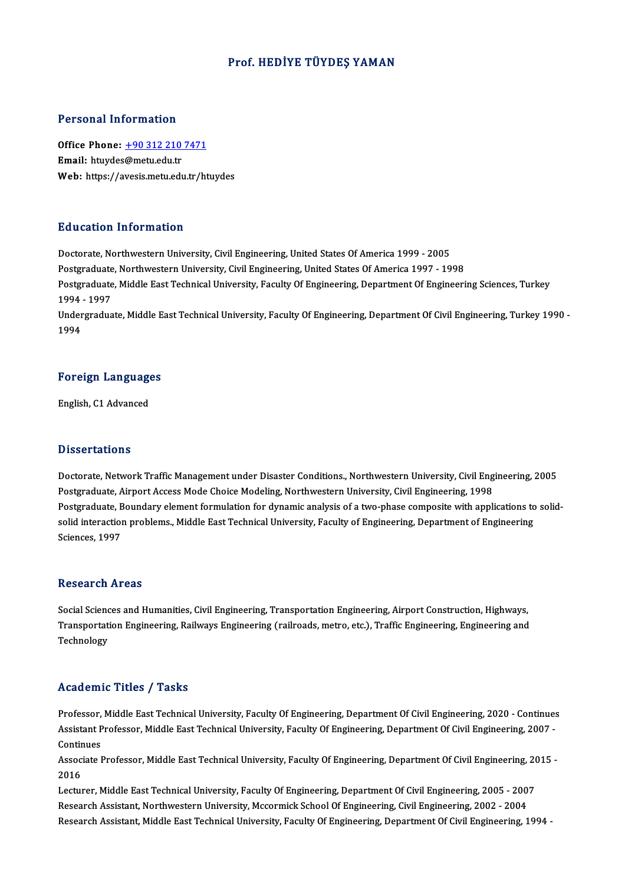# Prof. HEDİYE TÜYDEŞ YAMAN

## Personal Information

**Office Phone:** [+90 312 210 7471](tel:+90 312 210 7471)
**Email:** htuydes@metu.edu.tr
**Web:** https://avesis.metu.edu.tr/htuydes

## Education Information

Doctorate, Northwestern University, Civil Engineering, United States Of America 1999 - 2005
Postgraduate, Northwestern University, Civil Engineering, United States Of America 1997 - 1998
Postgraduate, Middle East Technical University, Faculty Of Engineering, Department Of Engineering Sciences, Turkey 1994 - 1997
Undergraduate, Middle East Technical University, Faculty Of Engineering, Department Of Civil Engineering, Turkey 1990 - 1994

## Foreign Languages

English, C1 Advanced

## Dissertations

Doctorate, Network Traffic Management under Disaster Conditions., Northwestern University, Civil Engineering, 2005
Postgraduate, Airport Access Mode Choice Modeling, Northwestern University, Civil Engineering, 1998
Postgraduate, Boundary element formulation for dynamic analysis of a two-phase composite with applications to solid-solid interaction problems., Middle East Technical University, Faculty of Engineering, Department of Engineering Sciences, 1997

## Research Areas

Social Sciences and Humanities, Civil Engineering, Transportation Engineering, Airport Construction, Highways, Transportation Engineering, Railways Engineering (railroads, metro, etc.), Traffic Engineering, Engineering and Technology

## Academic Titles / Tasks

Professor, Middle East Technical University, Faculty Of Engineering, Department Of Civil Engineering, 2020 - Continues
Assistant Professor, Middle East Technical University, Faculty Of Engineering, Department Of Civil Engineering, 2007 - Continues
Associate Professor, Middle East Technical University, Faculty Of Engineering, Department Of Civil Engineering, 2015 - 2016
Lecturer, Middle East Technical University, Faculty Of Engineering, Department Of Civil Engineering, 2005 - 2007
Research Assistant, Northwestern University, Mccormick School Of Engineering, Civil Engineering, 2002 - 2004
Research Assistant, Middle East Technical University, Faculty Of Engineering, Department Of Civil Engineering, 1994 -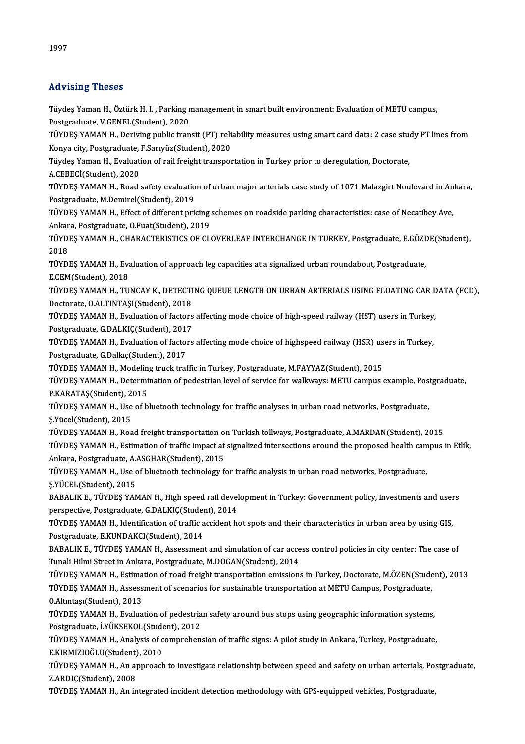1997

## Advising Theses

Tüydeş Yaman H., Öztürk H. I. , Parking management in smart built environment: Evaluation of METU campus, Postgraduate, V.GENEL(Student), 2020

TÜYDEŞ YAMAN H., Deriving public transit (PT) reliability measures using smart card data: 2 case study PT lines from Konya city, Postgraduate, F.Sarıyüz(Student), 2020

Tüydeş Yaman H., Evaluation of rail freight transportation in Turkey prior to deregulation, Doctorate, A.CEBECİ(Student), 2020

TÜYDEŞ YAMAN H., Road safety evaluation of urban major arterials case study of 1071 Malazgirt Noulevard in Ankara, Postgraduate, M.Demirel(Student), 2019

TÜYDEŞ YAMAN H., Effect of different pricing schemes on roadside parking characteristics: case of Necatibey Ave, Ankara, Postgraduate, O.Fuat(Student), 2019

TÜYDEŞ YAMAN H., CHARACTERISTICS OF CLOVERLEAF INTERCHANGE IN TURKEY, Postgraduate, E.GÖZDE(Student), 2018

TÜYDEŞ YAMAN H., Evaluation of approach leg capacities at a signalized urban roundabout, Postgraduate, E.CEM(Student), 2018

TÜYDEŞ YAMAN H., TUNCAY K., DETECTING QUEUE LENGTH ON URBAN ARTERIALS USING FLOATING CAR DATA (FCD), Doctorate, O.ALTINTAŞI(Student), 2018

TÜYDEŞ YAMAN H., Evaluation of factors affecting mode choice of high-speed railway (HST) users in Turkey, Postgraduate, G.DALKIÇ(Student), 2017

TÜYDEŞ YAMAN H., Evaluation of factors affecting mode choice of highspeed railway (HSR) users in Turkey, Postgraduate, G.Dalkıç(Student), 2017

TÜYDEŞ YAMAN H., Modeling truck traffic in Turkey, Postgraduate, M.FAYYAZ(Student), 2015

TÜYDEŞ YAMAN H., Determination of pedestrian level of service for walkways: METU campus example, Postgraduate, P.KARATAŞ(Student), 2015

TÜYDEŞ YAMAN H., Use of bluetooth technology for traffic analyses in urban road networks, Postgraduate, Ş.Yücel(Student), 2015

TÜYDEŞ YAMAN H., Road freight transportation on Turkish tollways, Postgraduate, A.MARDAN(Student), 2015

TÜYDEŞ YAMAN H., Estimation of traffic impact at signalized intersections around the proposed health campus in Etlik, Ankara, Postgraduate, A.ASGHAR(Student), 2015

TÜYDEŞ YAMAN H., Use of bluetooth technology for traffic analysis in urban road networks, Postgraduate, Ş.YÜCEL(Student), 2015

BABALIK E., TÜYDEŞ YAMAN H., High speed rail development in Turkey: Government policy, investments and users perspective, Postgraduate, G.DALKIÇ(Student), 2014

TÜYDEŞ YAMAN H., Identification of traffic accident hot spots and their characteristics in urban area by using GIS, Postgraduate, E.KUNDAKCI(Student), 2014

BABALIK E., TÜYDEŞ YAMAN H., Assessment and simulation of car access control policies in city center: The case of Tunali Hilmi Street in Ankara, Postgraduate, M.DOĞAN(Student), 2014

TÜYDEŞ YAMAN H., Estimation of road freight transportation emissions in Turkey, Doctorate, M.ÖZEN(Student), 2013

TÜYDEŞ YAMAN H., Assessment of scenarios for sustainable transportation at METU Campus, Postgraduate, O.Altıntaşı(Student), 2013

TÜYDEŞ YAMAN H., Evaluation of pedestrian safety around bus stops using geographic information systems, Postgraduate, İ.YÜKSEKOL(Student), 2012

TÜYDEŞ YAMAN H., Analysis of comprehension of traffic signs: A pilot study in Ankara, Turkey, Postgraduate, E.KIRMIZIOĞLU(Student), 2010

TÜYDEŞ YAMAN H., An approach to investigate relationship between speed and safety on urban arterials, Postgraduate, Z.ARDIÇ(Student), 2008

TÜYDEŞ YAMAN H., An integrated incident detection methodology with GPS-equipped vehicles, Postgraduate,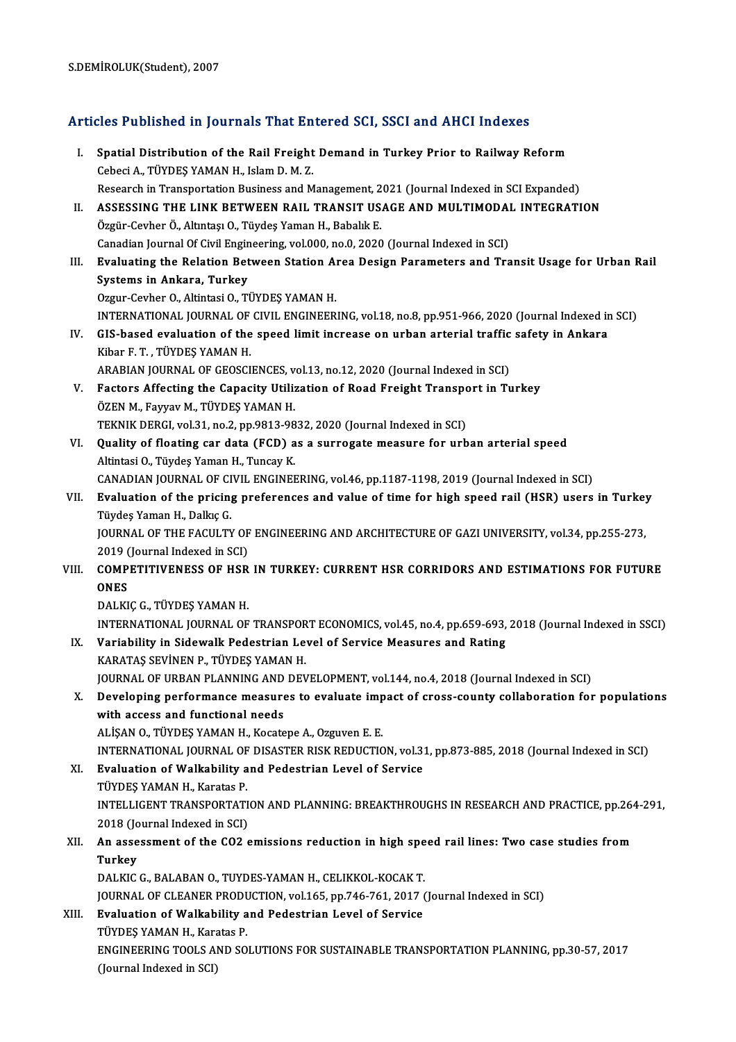S.DEMİROLUK(Student), 2007

## Articles Published in Journals That Entered SCI, SSCI and AHCI Indexes

I. **Spatial Distribution of the Rail Freight Demand in Turkey Prior to Railway Reform**
   Cebeci A., TÜYDEŞ YAMAN H., Islam D. M. Z.
   Research in Transportation Business and Management, 2021 (Journal Indexed in SCI Expanded)

II. **ASSESSING THE LINK BETWEEN RAIL TRANSIT USAGE AND MULTIMODAL INTEGRATION**
   Özgür-Cevher Ö., Altıntaşı O., Tüydeş Yaman H., Babalık E.
   Canadian Journal Of Civil Engineering, vol.000, no.0, 2020 (Journal Indexed in SCI)

III. **Evaluating the Relation Between Station Area Design Parameters and Transit Usage for Urban Rail Systems in Ankara, Turkey**
   Ozgur-Cevher O., Altintasi O., TÜYDEŞ YAMAN H.
   INTERNATIONAL JOURNAL OF CIVIL ENGINEERING, vol.18, no.8, pp.951-966, 2020 (Journal Indexed in SCI)

IV. **GIS-based evaluation of the speed limit increase on urban arterial traffic safety in Ankara**
   Kibar F. T. , TÜYDEŞ YAMAN H.
   ARABIAN JOURNAL OF GEOSCIENCES, vol.13, no.12, 2020 (Journal Indexed in SCI)

V. **Factors Affecting the Capacity Utilization of Road Freight Transport in Turkey**
   ÖZEN M., Fayyav M., TÜYDEŞ YAMAN H.
   TEKNIK DERGI, vol.31, no.2, pp.9813-9832, 2020 (Journal Indexed in SCI)

VI. **Quality of floating car data (FCD) as a surrogate measure for urban arterial speed**
   Altintasi O., Tüydeş Yaman H., Tuncay K.
   CANADIAN JOURNAL OF CIVIL ENGINEERING, vol.46, pp.1187-1198, 2019 (Journal Indexed in SCI)

VII. **Evaluation of the pricing preferences and value of time for high speed rail (HSR) users in Turkey**
   Tüydeş Yaman H., Dalkıç G.
   JOURNAL OF THE FACULTY OF ENGINEERING AND ARCHITECTURE OF GAZI UNIVERSITY, vol.34, pp.255-273, 2019 (Journal Indexed in SCI)

VIII. **COMPETITIVENESS OF HSR IN TURKEY: CURRENT HSR CORRIDORS AND ESTIMATIONS FOR FUTURE ONES**
   DALKIÇ G., TÜYDEŞ YAMAN H.
   INTERNATIONAL JOURNAL OF TRANSPORT ECONOMICS, vol.45, no.4, pp.659-693, 2018 (Journal Indexed in SSCI)

IX. **Variability in Sidewalk Pedestrian Level of Service Measures and Rating**
   KARATAŞ SEVİNEN P., TÜYDEŞ YAMAN H.
   JOURNAL OF URBAN PLANNING AND DEVELOPMENT, vol.144, no.4, 2018 (Journal Indexed in SCI)

X. **Developing performance measures to evaluate impact of cross-county collaboration for populations with access and functional needs**
   ALİŞAN O., TÜYDEŞ YAMAN H., Kocatepe A., Ozguven E. E.
   INTERNATIONAL JOURNAL OF DISASTER RISK REDUCTION, vol.31, pp.873-885, 2018 (Journal Indexed in SCI)

XI. **Evaluation of Walkability and Pedestrian Level of Service**
   TÜYDEŞ YAMAN H., Karatas P.
   INTELLIGENT TRANSPORTATION AND PLANNING: BREAKTHROUGHS IN RESEARCH AND PRACTICE, pp.264-291, 2018 (Journal Indexed in SCI)

XII. **An assessment of the CO2 emissions reduction in high speed rail lines: Two case studies from Turkey**
   DALKIC G., BALABAN O., TUYDES-YAMAN H., CELIKKOL-KOCAK T.
   JOURNAL OF CLEANER PRODUCTION, vol.165, pp.746-761, 2017 (Journal Indexed in SCI)

XIII. **Evaluation of Walkability and Pedestrian Level of Service**
   TÜYDEŞ YAMAN H., Karatas P.
   ENGINEERING TOOLS AND SOLUTIONS FOR SUSTAINABLE TRANSPORTATION PLANNING, pp.30-57, 2017 (Journal Indexed in SCI)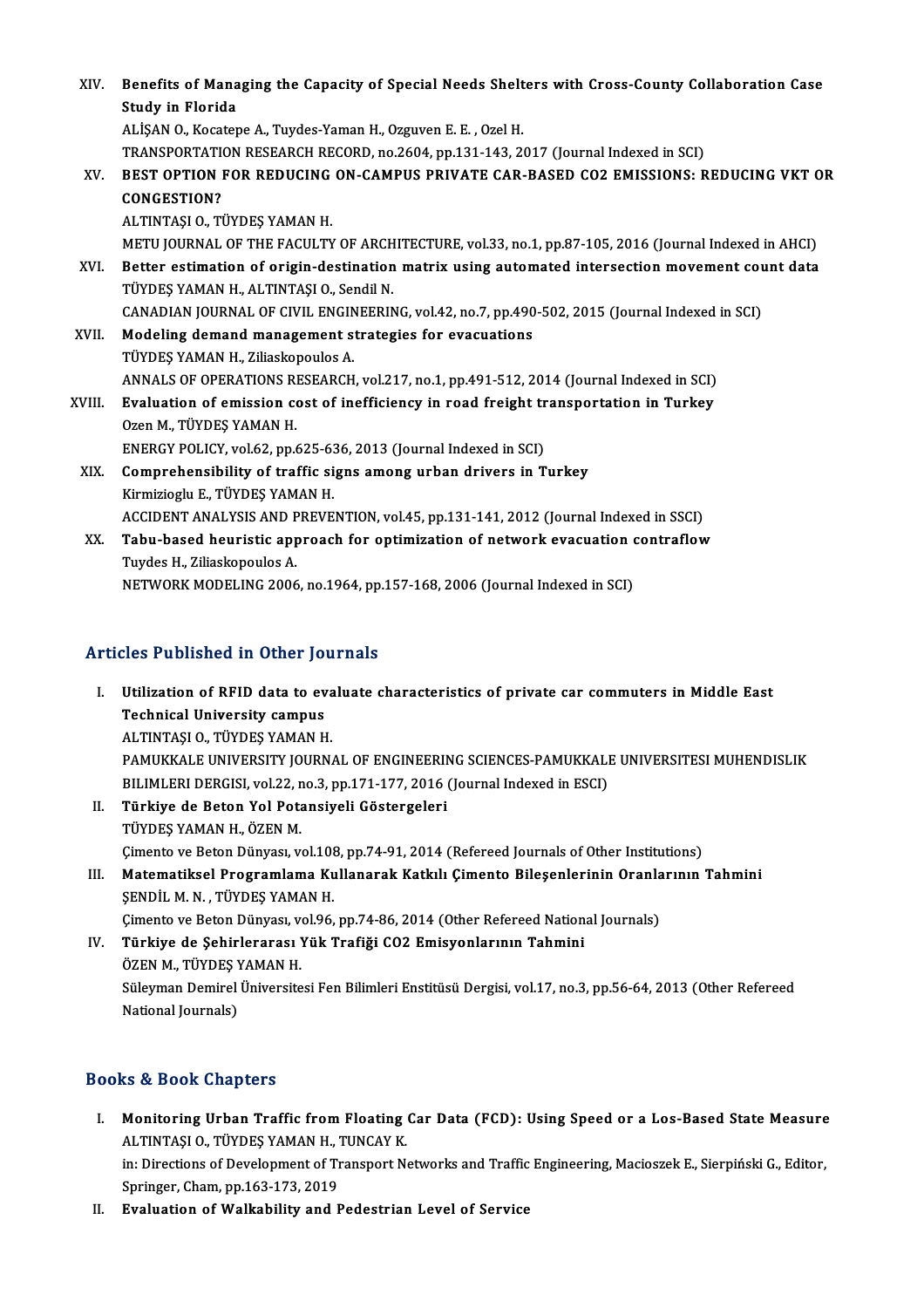XIV. **Benefits of Managing the Capacity of Special Needs Shelters with Cross-County Collaboration Case Study in Florida**
ALİŞAN O., Kocatepe A., Tuydes-Yaman H., Ozguven E. E. , Ozel H.
TRANSPORTATION RESEARCH RECORD, no.2604, pp.131-143, 2017 (Journal Indexed in SCI)

XV. **BEST OPTION FOR REDUCING ON-CAMPUS PRIVATE CAR-BASED CO2 EMISSIONS: REDUCING VKT OR CONGESTION?**
ALTINTAŞI O., TÜYDEŞ YAMAN H.
METU JOURNAL OF THE FACULTY OF ARCHITECTURE, vol.33, no.1, pp.87-105, 2016 (Journal Indexed in AHCI)

XVI. **Better estimation of origin-destination matrix using automated intersection movement count data**
TÜYDEŞ YAMAN H., ALTINTAŞI O., Sendil N.
CANADIAN JOURNAL OF CIVIL ENGINEERING, vol.42, no.7, pp.490-502, 2015 (Journal Indexed in SCI)

XVII. **Modeling demand management strategies for evacuations**
TÜYDEŞ YAMAN H., Ziliaskopoulos A.
ANNALS OF OPERATIONS RESEARCH, vol.217, no.1, pp.491-512, 2014 (Journal Indexed in SCI)

XVIII. **Evaluation of emission cost of inefficiency in road freight transportation in Turkey**
Ozen M., TÜYDEŞ YAMAN H.
ENERGY POLICY, vol.62, pp.625-636, 2013 (Journal Indexed in SCI)

XIX. **Comprehensibility of traffic signs among urban drivers in Turkey**
Kirmizioglu E., TÜYDEŞ YAMAN H.
ACCIDENT ANALYSIS AND PREVENTION, vol.45, pp.131-141, 2012 (Journal Indexed in SSCI)

XX. **Tabu-based heuristic approach for optimization of network evacuation contraflow**
Tuydes H., Ziliaskopoulos A.
NETWORK MODELING 2006, no.1964, pp.157-168, 2006 (Journal Indexed in SCI)

## Articles Published in Other Journals

I. **Utilization of RFID data to evaluate characteristics of private car commuters in Middle East Technical University campus**
ALTINTAŞI O., TÜYDEŞ YAMAN H.
PAMUKKALE UNIVERSITY JOURNAL OF ENGINEERING SCIENCES-PAMUKKALE UNIVERSITESI MUHENDISLIK BILIMLERI DERGISI, vol.22, no.3, pp.171-177, 2016 (Journal Indexed in ESCI)

II. **Türkiye de Beton Yol Potansiyeli Göstergeleri**
TÜYDEŞ YAMAN H., ÖZEN M.
Çimento ve Beton Dünyası, vol.108, pp.74-91, 2014 (Refereed Journals of Other Institutions)

III. **Matematiksel Programlama Kullanarak Katkılı Çimento Bileşenlerinin Oranlarının Tahmini**
ŞENDİL M. N. , TÜYDEŞ YAMAN H.
Çimento ve Beton Dünyası, vol.96, pp.74-86, 2014 (Other Refereed National Journals)

IV. **Türkiye de Şehirlerarası Yük Trafiği CO2 Emisyonlarının Tahmini**
ÖZEN M., TÜYDEŞ YAMAN H.
Süleyman Demirel Üniversitesi Fen Bilimleri Enstitüsü Dergisi, vol.17, no.3, pp.56-64, 2013 (Other Refereed National Journals)

## Books & Book Chapters

I. **Monitoring Urban Traffic from Floating Car Data (FCD): Using Speed or a Los-Based State Measure**
ALTINTAŞI O., TÜYDEŞ YAMAN H., TUNCAY K.
in: Directions of Development of Transport Networks and Traffic Engineering, Macioszek E., Sierpiński G., Editor, Springer, Cham, pp.163-173, 2019

II. **Evaluation of Walkability and Pedestrian Level of Service**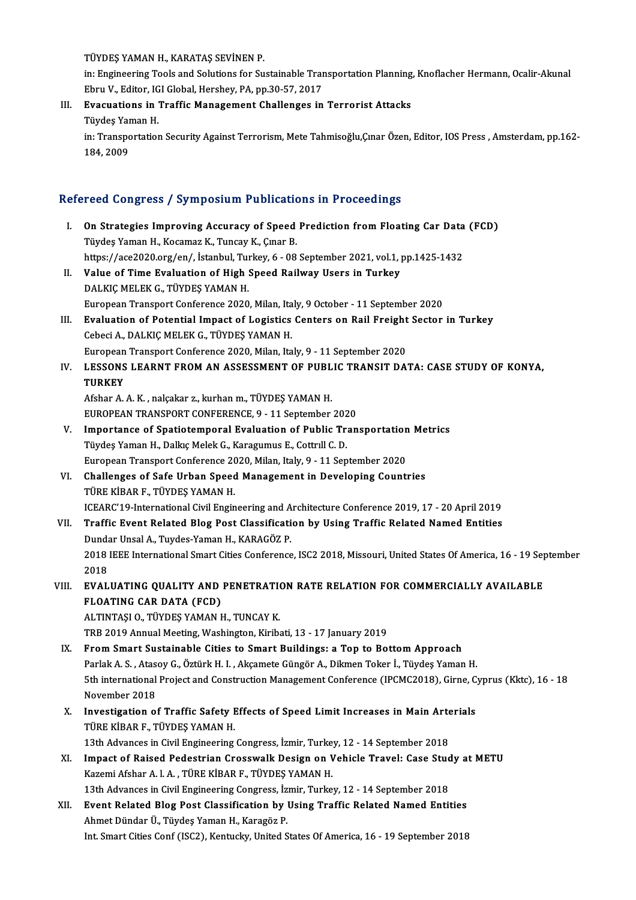TÜYDEŞ YAMAN H., KARATAŞ SEVİNEN P.

in: Engineering Tools and Solutions for Sustainable Transportation Planning, Knoflacher Hermann, Ocalir-Akunal Ebru V., Editor, IGI Global, Hershey, PA, pp.30-57, 2017

III. **Evacuations in Traffic Management Challenges in Terrorist Attacks**
Tüydeş Yaman H.
in: Transportation Security Against Terrorism, Mete Tahmisoğlu,Çınar Özen, Editor, IOS Press , Amsterdam, pp.162-184, 2009

## Refereed Congress / Symposium Publications in Proceedings

I. **On Strategies Improving Accuracy of Speed Prediction from Floating Car Data (FCD)**
Tüydeş Yaman H., Kocamaz K., Tuncay K., Çınar B.
https://ace2020.org/en/, İstanbul, Turkey, 6 - 08 September 2021, vol.1, pp.1425-1432

II. **Value of Time Evaluation of High Speed Railway Users in Turkey**
DALKIÇ MELEK G., TÜYDEŞ YAMAN H.
European Transport Conference 2020, Milan, Italy, 9 October - 11 September 2020

III. **Evaluation of Potential Impact of Logistics Centers on Rail Freight Sector in Turkey**
Cebeci A., DALKIÇ MELEK G., TÜYDEŞ YAMAN H.
European Transport Conference 2020, Milan, Italy, 9 - 11 September 2020

IV. **LESSONS LEARNT FROM AN ASSESSMENT OF PUBLIC TRANSIT DATA: CASE STUDY OF KONYA, TURKEY**
Afshar A. A. K. , nalçakar z., kurhan m., TÜYDEŞ YAMAN H.
EUROPEAN TRANSPORT CONFERENCE, 9 - 11 September 2020

V. **Importance of Spatiotemporal Evaluation of Public Transportation Metrics**
Tüydeş Yaman H., Dalkıç Melek G., Karagumus E., Cottrıll C. D.
European Transport Conference 2020, Milan, Italy, 9 - 11 September 2020

VI. **Challenges of Safe Urban Speed Management in Developing Countries**
TÜRE KİBAR F., TÜYDEŞ YAMAN H.
ICEARC'19-International Civil Engineering and Architecture Conference 2019, 17 - 20 April 2019

VII. **Traffic Event Related Blog Post Classification by Using Traffic Related Named Entities**
Dundar Unsal A., Tuydes-Yaman H., KARAGÖZ P.
2018 IEEE International Smart Cities Conference, ISC2 2018, Missouri, United States Of America, 16 - 19 September 2018

VIII. **EVALUATING QUALITY AND PENETRATION RATE RELATION FOR COMMERCIALLY AVAILABLE FLOATING CAR DATA (FCD)**
ALTINTAŞI O., TÜYDEŞ YAMAN H., TUNCAY K.
TRB 2019 Annual Meeting, Washington, Kiribati, 13 - 17 January 2019

IX. **From Smart Sustainable Cities to Smart Buildings: a Top to Bottom Approach**
Parlak A. S. , Atasoy G., Öztürk H. I. , Akçamete Güngör A., Dikmen Toker İ., Tüydeş Yaman H.
5th international Project and Construction Management Conference (IPCMC2018), Girne, Cyprus (Kktc), 16 - 18 November 2018

X. **Investigation of Traffic Safety Effects of Speed Limit Increases in Main Arterials**
TÜRE KİBAR F., TÜYDEŞ YAMAN H.
13th Advances in Civil Engineering Congress, İzmir, Turkey, 12 - 14 September 2018

XI. **Impact of Raised Pedestrian Crosswalk Design on Vehicle Travel: Case Study at METU**
Kazemi Afshar A. l. A. , TÜRE KİBAR F., TÜYDEŞ YAMAN H.
13th Advances in Civil Engineering Congress, İzmir, Turkey, 12 - 14 September 2018

XII. **Event Related Blog Post Classification by Using Traffic Related Named Entities**
Ahmet Dündar Ü., Tüydeş Yaman H., Karagöz P.
Int. Smart Cities Conf (ISC2), Kentucky, United States Of America, 16 - 19 September 2018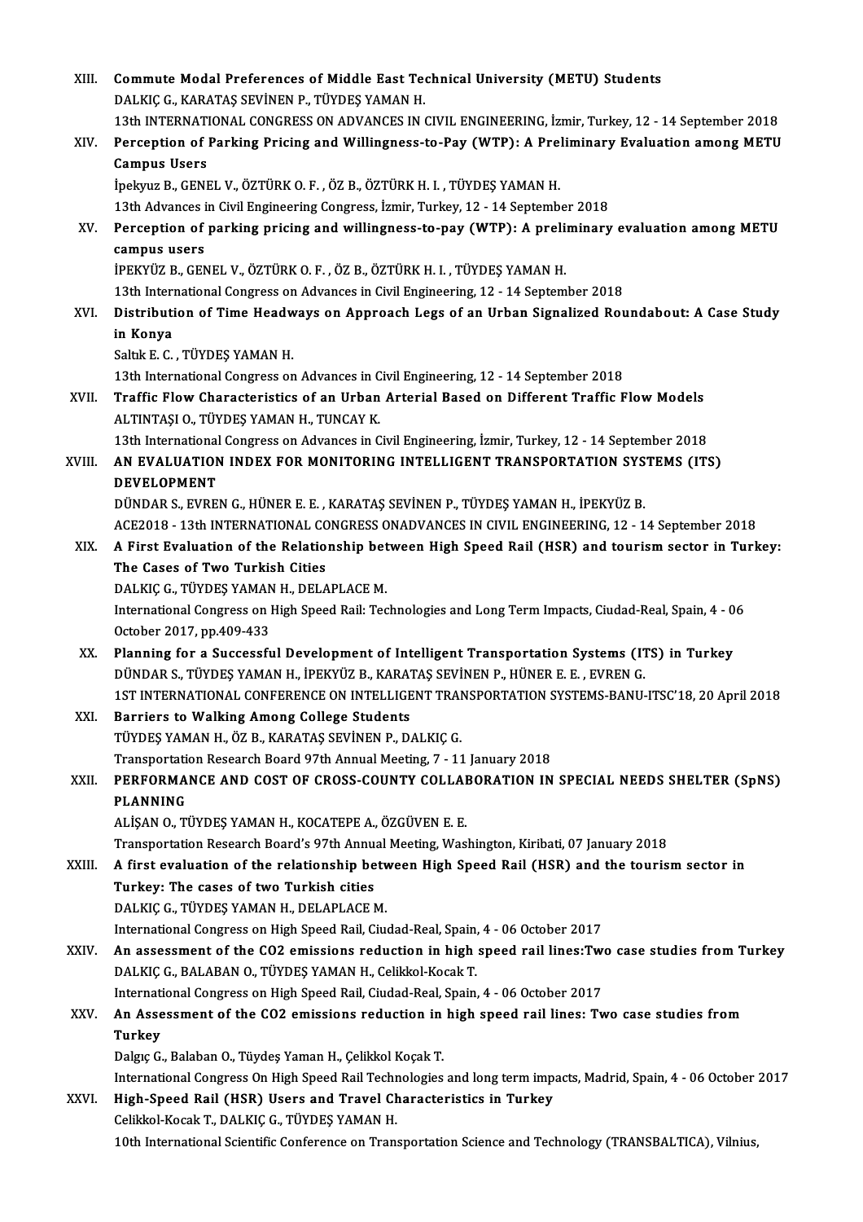XIII. **Commute Modal Preferences of Middle East Technical University (METU) Students**
DALKIÇ G., KARATAŞ SEVİNEN P., TÜYDEŞ YAMAN H.
13th INTERNATIONAL CONGRESS ON ADVANCES IN CIVIL ENGINEERING, İzmir, Turkey, 12 - 14 September 2018

XIV. **Perception of Parking Pricing and Willingness-to-Pay (WTP): A Preliminary Evaluation among METU Campus Users**
İpekyuz B., GENEL V., ÖZTÜRK O. F. , ÖZ B., ÖZTÜRK H. I. , TÜYDEŞ YAMAN H.
13th Advances in Civil Engineering Congress, İzmir, Turkey, 12 - 14 September 2018

XV. **Perception of parking pricing and willingness-to-pay (WTP): A preliminary evaluation among METU campus users**
İPEKYÜZ B., GENEL V., ÖZTÜRK O. F. , ÖZ B., ÖZTÜRK H. I. , TÜYDEŞ YAMAN H.
13th International Congress on Advances in Civil Engineering, 12 - 14 September 2018

XVI. **Distribution of Time Headways on Approach Legs of an Urban Signalized Roundabout: A Case Study in Konya**
Saltık E. C. , TÜYDEŞ YAMAN H.
13th International Congress on Advances in Civil Engineering, 12 - 14 September 2018

XVII. **Traffic Flow Characteristics of an Urban Arterial Based on Different Traffic Flow Models**
ALTINTAŞI O., TÜYDEŞ YAMAN H., TUNCAY K.
13th International Congress on Advances in Civil Engineering, İzmir, Turkey, 12 - 14 September 2018

XVIII. **AN EVALUATION INDEX FOR MONITORING INTELLIGENT TRANSPORTATION SYSTEMS (ITS) DEVELOPMENT**
DÜNDAR S., EVREN G., HÜNER E. E. , KARATAŞ SEVİNEN P., TÜYDEŞ YAMAN H., İPEKYÜZ B.
ACE2018 - 13th INTERNATIONAL CONGRESS ONADVANCES IN CIVIL ENGINEERING, 12 - 14 September 2018

XIX. **A First Evaluation of the Relationship between High Speed Rail (HSR) and tourism sector in Turkey: The Cases of Two Turkish Cities**
DALKIÇ G., TÜYDEŞ YAMAN H., DELAPLACE M.
International Congress on High Speed Rail: Technologies and Long Term Impacts, Ciudad-Real, Spain, 4 - 06 October 2017, pp.409-433

XX. **Planning for a Successful Development of Intelligent Transportation Systems (ITS) in Turkey**
DÜNDAR S., TÜYDEŞ YAMAN H., İPEKYÜZ B., KARATAŞ SEVİNEN P., HÜNER E. E. , EVREN G.
1ST INTERNATIONAL CONFERENCE ON INTELLIGENT TRANSPORTATION SYSTEMS-BANU-ITSC'18, 20 April 2018

XXI. **Barriers to Walking Among College Students**
TÜYDEŞ YAMAN H., ÖZ B., KARATAŞ SEVİNEN P., DALKIÇ G.
Transportation Research Board 97th Annual Meeting, 7 - 11 January 2018

XXII. **PERFORMANCE AND COST OF CROSS-COUNTY COLLABORATION IN SPECIAL NEEDS SHELTER (SpNS) PLANNING**
ALİŞAN O., TÜYDEŞ YAMAN H., KOCATEPE A., ÖZGÜVEN E. E.
Transportation Research Board's 97th Annual Meeting, Washington, Kiribati, 07 January 2018

XXIII. **A first evaluation of the relationship between High Speed Rail (HSR) and the tourism sector in Turkey: The cases of two Turkish cities**
DALKIÇ G., TÜYDEŞ YAMAN H., DELAPLACE M.
International Congress on High Speed Rail, Ciudad-Real, Spain, 4 - 06 October 2017

XXIV. **An assessment of the CO2 emissions reduction in high speed rail lines:Two case studies from Turkey**
DALKIÇ G., BALABAN O., TÜYDEŞ YAMAN H., Celikkol-Kocak T.
International Congress on High Speed Rail, Ciudad-Real, Spain, 4 - 06 October 2017

XXV. **An Assessment of the CO2 emissions reduction in high speed rail lines: Two case studies from Turkey**
Dalgıç G., Balaban O., Tüydeş Yaman H., Çelikkol Koçak T.
International Congress On High Speed Rail Technologies and long term impacts, Madrid, Spain, 4 - 06 October 2017

XXVI. **High-Speed Rail (HSR) Users and Travel Characteristics in Turkey**
Celikkol-Kocak T., DALKIÇ G., TÜYDEŞ YAMAN H.
10th International Scientific Conference on Transportation Science and Technology (TRANSBALTICA), Vilnius,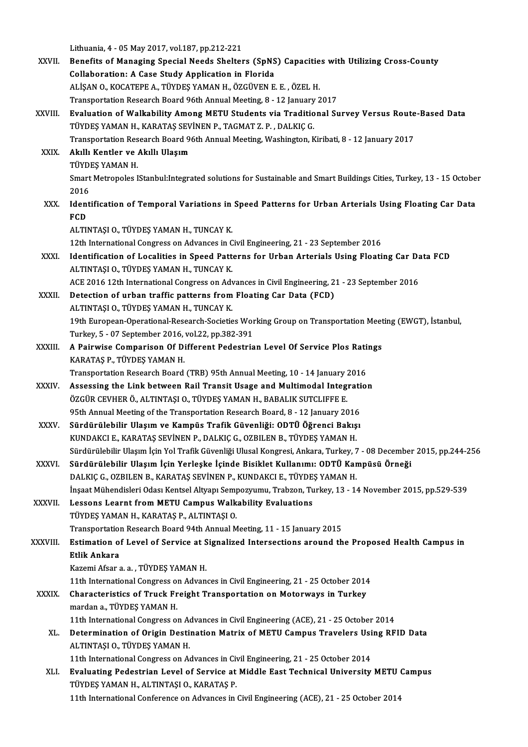Lithuania, 4 - 05 May 2017, vol.187, pp.212-221

XXVII. **Benefits of Managing Special Needs Shelters (SpNS) Capacities with Utilizing Cross-County Collaboration: A Case Study Application in Florida**
ALİŞAN O., KOCATEPE A., TÜYDEŞ YAMAN H., ÖZGÜVEN E. E. , ÖZEL H.
Transportation Research Board 96th Annual Meeting, 8 - 12 January 2017

XXVIII. **Evaluation of Walkability Among METU Students via Traditional Survey Versus Route-Based Data**
TÜYDEŞ YAMAN H., KARATAŞ SEVİNEN P., TAGMAT Z. P. , DALKIÇ G.
Transportation Research Board 96th Annual Meeting, Washington, Kiribati, 8 - 12 January 2017

XXIX. **Akıllı Kentler ve Akıllı Ulaşım**
TÜYDEŞ YAMAN H.
Smart Metropoles IStanbul:Integrated solutions for Sustainable and Smart Buildings Cities, Turkey, 13 - 15 October 2016

XXX. **Identification of Temporal Variations in Speed Patterns for Urban Arterials Using Floating Car Data FCD**
ALTINTAŞI O., TÜYDEŞ YAMAN H., TUNCAY K.
12th International Congress on Advances in Civil Engineering, 21 - 23 September 2016

XXXI. **Identification of Localities in Speed Patterns for Urban Arterials Using Floating Car Data FCD**
ALTINTAŞI O., TÜYDEŞ YAMAN H., TUNCAY K.
ACE 2016 12th International Congress on Advances in Civil Engineering, 21 - 23 September 2016

XXXII. **Detection of urban traffic patterns from Floating Car Data (FCD)**
ALTINTAŞI O., TÜYDEŞ YAMAN H., TUNCAY K.
19th European-Operational-Research-Societies Working Group on Transportation Meeting (EWGT), İstanbul, Turkey, 5 - 07 September 2016, vol.22, pp.382-391

XXXIII. **A Pairwise Comparison Of Different Pedestrian Level Of Service Plos Ratings**
KARATAŞ P., TÜYDEŞ YAMAN H.
Transportation Research Board (TRB) 95th Annual Meeting, 10 - 14 January 2016

XXXIV. **Assessing the Link between Rail Transit Usage and Multimodal Integration**
ÖZGÜR CEVHER Ö., ALTINTAŞI O., TÜYDEŞ YAMAN H., BABALIK SUTCLIFFE E.
95th Annual Meeting of the Transportation Research Board, 8 - 12 January 2016

XXXV. **Sürdürülebilir Ulaşım ve Kampüs Trafik Güvenliği: ODTÜ Öğrenci Bakışı**
KUNDAKCI E., KARATAŞ SEVİNEN P., DALKIÇ G., OZBILEN B., TÜYDEŞ YAMAN H.
Sürdürülebilir Ulaşım İçin Yol Trafik Güvenliği Ulusal Kongresi, Ankara, Turkey, 7 - 08 December 2015, pp.244-256

XXXVI. **Sürdürülebilir Ulaşım İçin Yerleşke İçinde Bisiklet Kullanımı: ODTÜ Kampüsü Örneği**
DALKIÇ G., OZBILEN B., KARATAŞ SEVİNEN P., KUNDAKCI E., TÜYDEŞ YAMAN H.
İnşaat Mühendisleri Odası Kentsel Altyapı Sempozyumu, Trabzon, Turkey, 13 - 14 November 2015, pp.529-539

XXXVII. **Lessons Learnt from METU Campus Walkability Evaluations**
TÜYDEŞ YAMAN H., KARATAŞ P., ALTINTAŞI O.
Transportation Research Board 94th Annual Meeting, 11 - 15 January 2015

XXXVIII. **Estimation of Level of Service at Signalized Intersections around the Proposed Health Campus in Etlik Ankara**
Kazemi Afsar a. a. , TÜYDEŞ YAMAN H.
11th International Congress on Advances in Civil Engineering, 21 - 25 October 2014

XXXIX. **Characteristics of Truck Freight Transportation on Motorways in Turkey**
mardan a., TÜYDEŞ YAMAN H.
11th International Congress on Advances in Civil Engineering (ACE), 21 - 25 October 2014

XL. **Determination of Origin Destination Matrix of METU Campus Travelers Using RFID Data**
ALTINTAŞI O., TÜYDEŞ YAMAN H.
11th International Congress on Advances in Civil Engineering, 21 - 25 October 2014

XLI. **Evaluating Pedestrian Level of Service at Middle East Technical University METU Campus**
TÜYDEŞ YAMAN H., ALTINTAŞI O., KARATAŞ P.
11th International Conference on Advances in Civil Engineering (ACE), 21 - 25 October 2014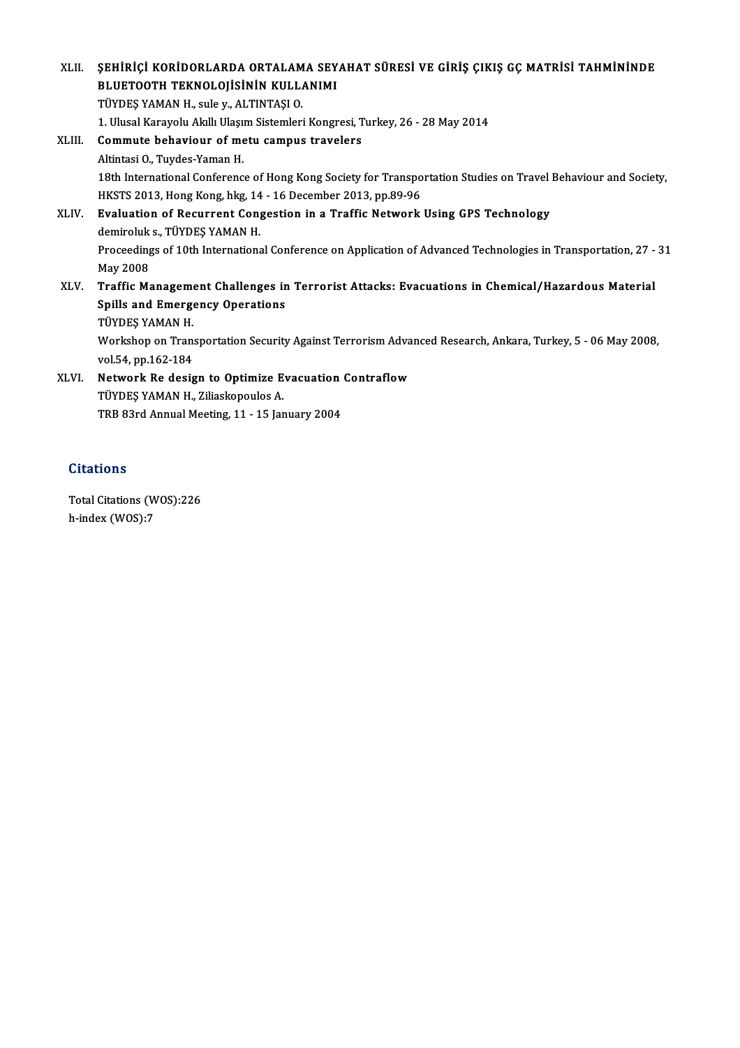XLII. **ŞEHİRİÇİ KORİDORLARDA ORTALAMA SEYAHAT SÜRESİ VE GİRİŞ ÇIKIŞ GÇ MATRİSİ TAHMİNİNDE BLUETOOTH TEKNOLOJİSİNİN KULLANIMI**
TÜYDEŞ YAMAN H., sule y., ALTINTAŞI O.
1. Ulusal Karayolu Akıllı Ulaşım Sistemleri Kongresi, Turkey, 26 - 28 May 2014

XLIII. **Commute behaviour of metu campus travelers**
Altintasi O., Tuydes-Yaman H.
18th International Conference of Hong Kong Society for Transportation Studies on Travel Behaviour and Society, HKSTS 2013, Hong Kong, hkg, 14 - 16 December 2013, pp.89-96

XLIV. **Evaluation of Recurrent Congestion in a Traffic Network Using GPS Technology**
demiroluk s., TÜYDEŞ YAMAN H.
Proceedings of 10th International Conference on Application of Advanced Technologies in Transportation, 27 - 31 May 2008

XLV. **Traffic Management Challenges in Terrorist Attacks: Evacuations in Chemical/Hazardous Material Spills and Emergency Operations**
TÜYDEŞ YAMAN H.
Workshop on Transportation Security Against Terrorism Advanced Research, Ankara, Turkey, 5 - 06 May 2008, vol.54, pp.162-184

XLVI. **Network Re design to Optimize Evacuation Contraflow**
TÜYDEŞ YAMAN H., Ziliaskopoulos A.
TRB 83rd Annual Meeting, 11 - 15 January 2004

## Citations

Total Citations (WOS):226
h-index (WOS):7